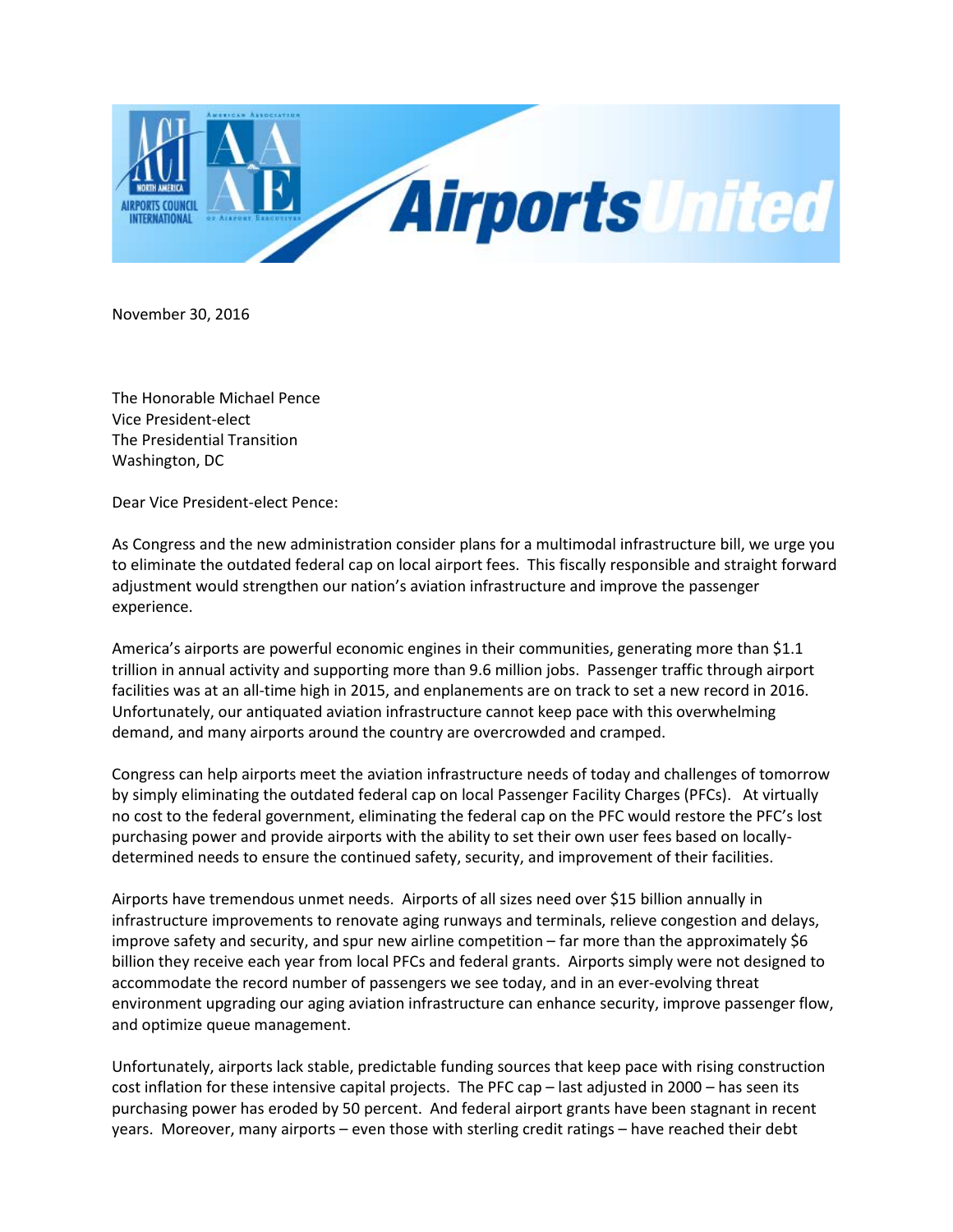November 30, 2016

The Honorable Michael Pence
Vice President-elect
The Presidential Transition
Washington, DC

Dear Vice President-elect Pence:

As Congress and the new administration consider plans for a multimodal infrastructure bill, we urge you to eliminate the outdated federal cap on local airport fees. This fiscally responsible and straight forward adjustment would strengthen our nation's aviation infrastructure and improve the passenger experience.

America's airports are powerful economic engines in their communities, generating more than $1.1 trillion in annual activity and supporting more than 9.6 million jobs. Passenger traffic through airport facilities was at an all-time high in 2015, and enplanements are on track to set a new record in 2016. Unfortunately, our antiquated aviation infrastructure cannot keep pace with this overwhelming demand, and many airports around the country are overcrowded and cramped.

Congress can help airports meet the aviation infrastructure needs of today and challenges of tomorrow by simply eliminating the outdated federal cap on local Passenger Facility Charges (PFCs). At virtually no cost to the federal government, eliminating the federal cap on the PFC would restore the PFC's lost purchasing power and provide airports with the ability to set their own user fees based on locally-determined needs to ensure the continued safety, security, and improvement of their facilities.

Airports have tremendous unmet needs. Airports of all sizes need over $15 billion annually in infrastructure improvements to renovate aging runways and terminals, relieve congestion and delays, improve safety and security, and spur new airline competition – far more than the approximately $6 billion they receive each year from local PFCs and federal grants. Airports simply were not designed to accommodate the record number of passengers we see today, and in an ever-evolving threat environment upgrading our aging aviation infrastructure can enhance security, improve passenger flow, and optimize queue management.

Unfortunately, airports lack stable, predictable funding sources that keep pace with rising construction cost inflation for these intensive capital projects. The PFC cap – last adjusted in 2000 – has seen its purchasing power has eroded by 50 percent. And federal airport grants have been stagnant in recent years. Moreover, many airports – even those with sterling credit ratings – have reached their debt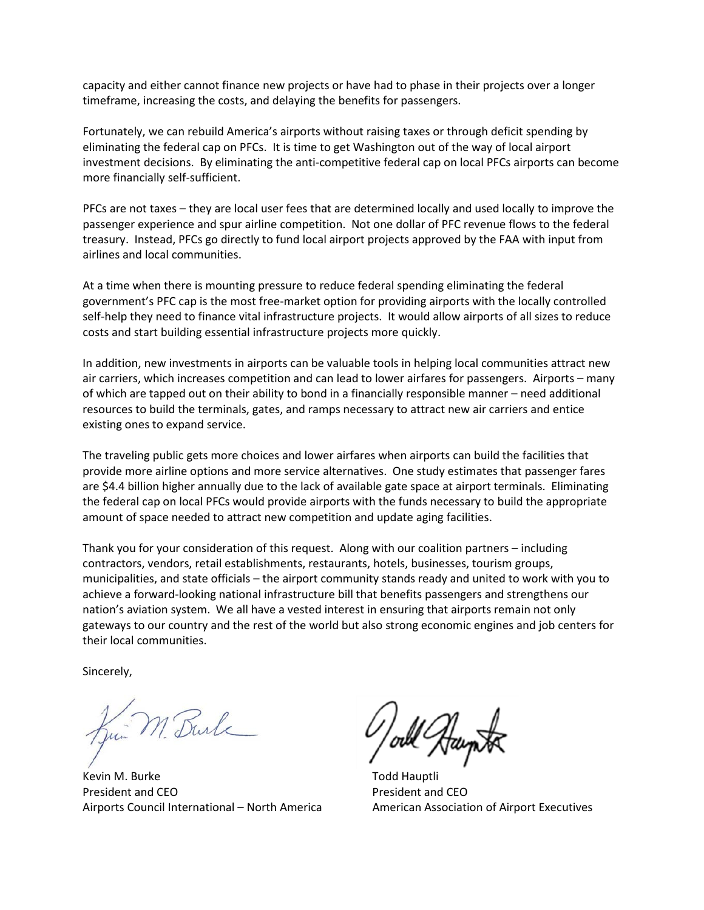capacity and either cannot finance new projects or have had to phase in their projects over a longer timeframe, increasing the costs, and delaying the benefits for passengers.

Fortunately, we can rebuild America's airports without raising taxes or through deficit spending by eliminating the federal cap on PFCs. It is time to get Washington out of the way of local airport investment decisions. By eliminating the anti-competitive federal cap on local PFCs airports can become more financially self-sufficient.

PFCs are not taxes – they are local user fees that are determined locally and used locally to improve the passenger experience and spur airline competition. Not one dollar of PFC revenue flows to the federal treasury. Instead, PFCs go directly to fund local airport projects approved by the FAA with input from airlines and local communities.

At a time when there is mounting pressure to reduce federal spending eliminating the federal government's PFC cap is the most free-market option for providing airports with the locally controlled self-help they need to finance vital infrastructure projects. It would allow airports of all sizes to reduce costs and start building essential infrastructure projects more quickly.

In addition, new investments in airports can be valuable tools in helping local communities attract new air carriers, which increases competition and can lead to lower airfares for passengers. Airports – many of which are tapped out on their ability to bond in a financially responsible manner – need additional resources to build the terminals, gates, and ramps necessary to attract new air carriers and entice existing ones to expand service.

The traveling public gets more choices and lower airfares when airports can build the facilities that provide more airline options and more service alternatives. One study estimates that passenger fares are $4.4 billion higher annually due to the lack of available gate space at airport terminals. Eliminating the federal cap on local PFCs would provide airports with the funds necessary to build the appropriate amount of space needed to attract new competition and update aging facilities.

Thank you for your consideration of this request. Along with our coalition partners – including contractors, vendors, retail establishments, restaurants, hotels, businesses, tourism groups, municipalities, and state officials – the airport community stands ready and united to work with you to achieve a forward-looking national infrastructure bill that benefits passengers and strengthens our nation's aviation system. We all have a vested interest in ensuring that airports remain not only gateways to our country and the rest of the world but also strong economic engines and job centers for their local communities.

Sincerely,

Kevin M. Burke
President and CEO
Airports Council International – North America

Todd Hauptli
President and CEO
American Association of Airport Executives